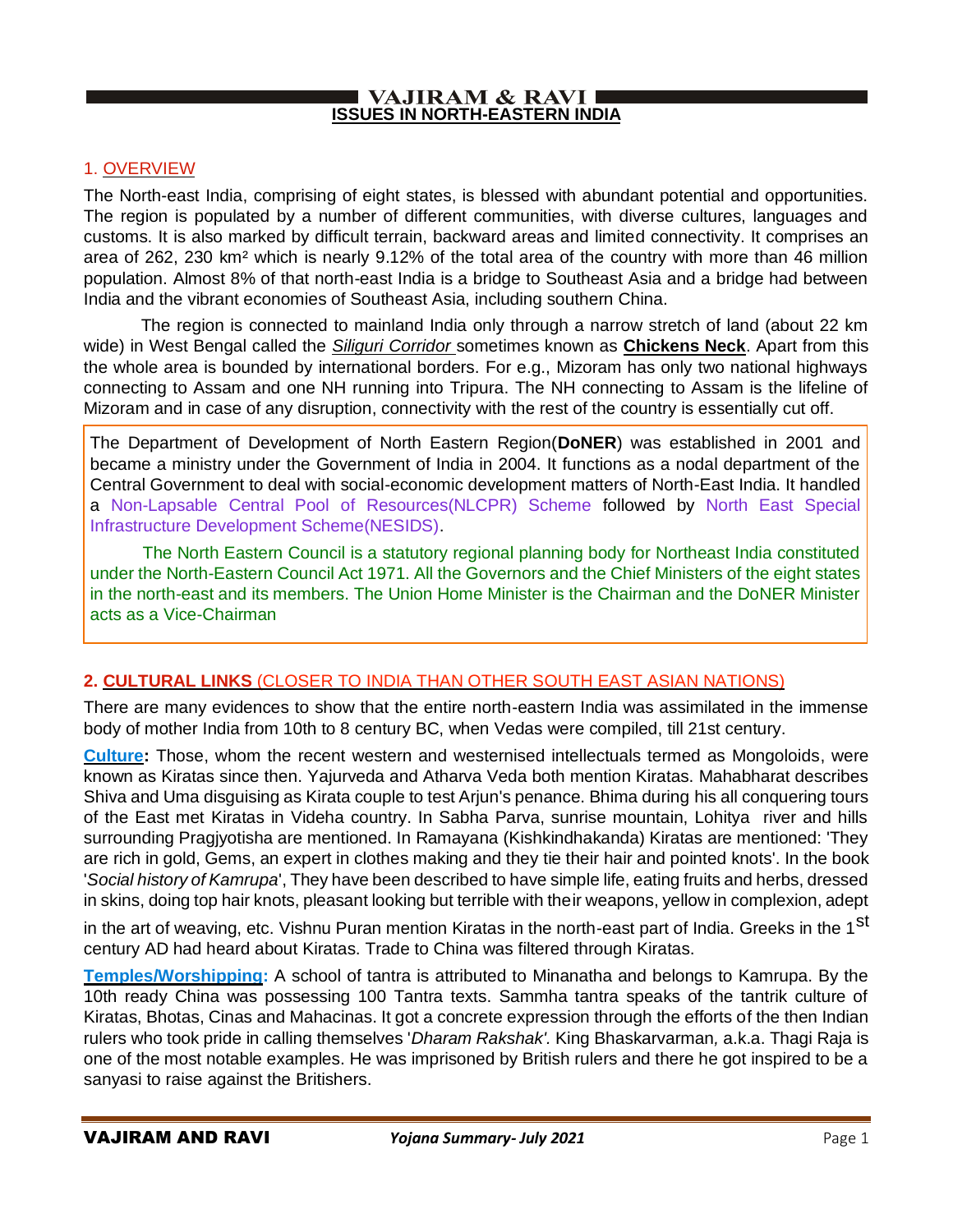# ISSUES IN NORTH-EASTERN INDIA

## 1. OVERVIEW

The North-east India, comprising of eight states, is blessed with abundant potential and opportunities. The region is populated by a number of different communities, with diverse cultures, languages and customs. It is also marked by difficult terrain, backward areas and limited connectivity. It comprises an area of 262, 230 km² which is nearly 9.12% of the total area of the country with more than 46 million population. Almost 8% of that north-east India is a bridge to Southeast Asia and a bridge had between India and the vibrant economies of Southeast Asia, including southern China.

The region is connected to mainland India only through a narrow stretch of land (about 22 km wide) in West Bengal called the *Siliguri Corridor* sometimes known as **Chickens Neck**. Apart from this the whole area is bounded by international borders. For e.g., Mizoram has only two national highways connecting to Assam and one NH running into Tripura. The NH connecting to Assam is the lifeline of Mizoram and in case of any disruption, connectivity with the rest of the country is essentially cut off.

> The Department of Development of North Eastern Region(**DoNER**) was established in 2001 and became a ministry under the Government of India in 2004. It functions as a nodal department of the Central Government to deal with social-economic development matters of North-East India. It handled a Non-Lapsable Central Pool of Resources(NLCPR) Scheme followed by North East Special Infrastructure Development Scheme(NESIDS).
>
> The North Eastern Council is a statutory regional planning body for Northeast India constituted under the North-Eastern Council Act 1971. All the Governors and the Chief Ministers of the eight states in the north-east and its members. The Union Home Minister is the Chairman and the DoNER Minister acts as a Vice-Chairman

## 2. CULTURAL LINKS (CLOSER TO INDIA THAN OTHER SOUTH EAST ASIAN NATIONS)

There are many evidences to show that the entire north-eastern India was assimilated in the immense body of mother India from 10th to 8 century BC, when Vedas were compiled, till 21st century.

**Culture:** Those, whom the recent western and westernised intellectuals termed as Mongoloids, were known as Kiratas since then. Yajurveda and Atharva Veda both mention Kiratas. Mahabharat describes Shiva and Uma disguising as Kirata couple to test Arjun's penance. Bhima during his all conquering tours of the East met Kiratas in Videha country. In Sabha Parva, sunrise mountain, Lohitya river and hills surrounding Pragjyotisha are mentioned. In Ramayana (Kishkindhakanda) Kiratas are mentioned: 'They are rich in gold, Gems, an expert in clothes making and they tie their hair and pointed knots'. In the book '*Social history of Kamrupa*', They have been described to have simple life, eating fruits and herbs, dressed in skins, doing top hair knots, pleasant looking but terrible with their weapons, yellow in complexion, adept in the art of weaving, etc. Vishnu Puran mention Kiratas in the north-east part of India. Greeks in the 1st century AD had heard about Kiratas. Trade to China was filtered through Kiratas.

**Temples/Worshipping:** A school of tantra is attributed to Minanatha and belongs to Kamrupa. By the 10th ready China was possessing 100 Tantra texts. Sammha tantra speaks of the tantrik culture of Kiratas, Bhotas, Cinas and Mahacinas. It got a concrete expression through the efforts of the then Indian rulers who took pride in calling themselves '*Dharam Rakshak'*. King Bhaskarvarman*,* a.k.a. Thagi Raja is one of the most notable examples. He was imprisoned by British rulers and there he got inspired to be a sanyasi to raise against the Britishers.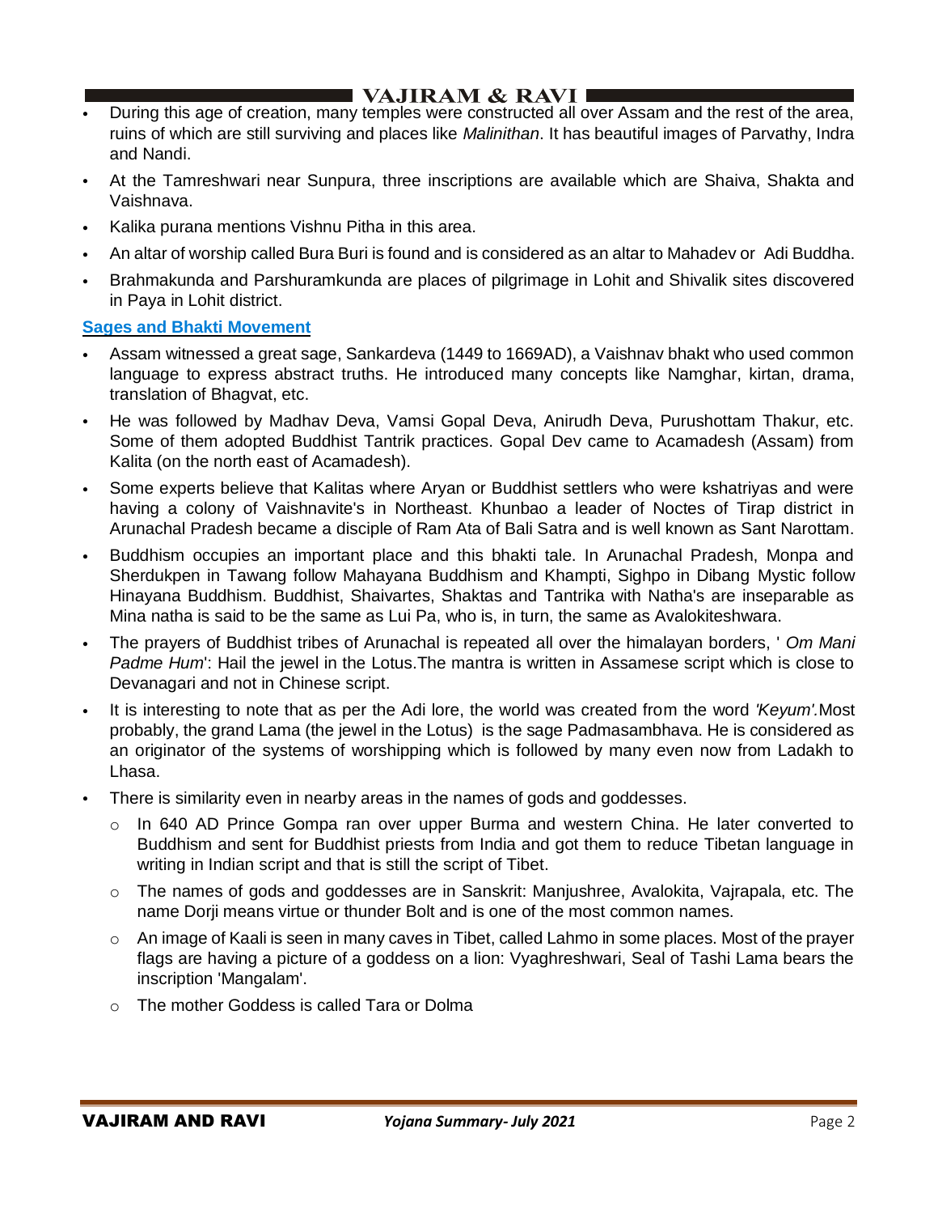- During this age of creation, many temples were constructed all over Assam and the rest of the area, ruins of which are still surviving and places like *Malinithan*. It has beautiful images of Parvathy, Indra and Nandi.
- At the Tamreshwari near Sunpura, three inscriptions are available which are Shaiva, Shakta and Vaishnava.
- Kalika purana mentions Vishnu Pitha in this area.
- An altar of worship called Bura Buri is found and is considered as an altar to Mahadev or Adi Buddha.
- Brahmakunda and Parshuramkunda are places of pilgrimage in Lohit and Shivalik sites discovered in Paya in Lohit district.

## Sages and Bhakti Movement

- Assam witnessed a great sage, Sankardeva (1449 to 1669AD), a Vaishnav bhakt who used common language to express abstract truths. He introduced many concepts like Namghar, kirtan, drama, translation of Bhagvat, etc.
- He was followed by Madhav Deva, Vamsi Gopal Deva, Anirudh Deva, Purushottam Thakur, etc. Some of them adopted Buddhist Tantrik practices. Gopal Dev came to Acamadesh (Assam) from Kalita (on the north east of Acamadesh).
- Some experts believe that Kalitas where Aryan or Buddhist settlers who were kshatriyas and were having a colony of Vaishnavite's in Northeast. Khunbao a leader of Noctes of Tirap district in Arunachal Pradesh became a disciple of Ram Ata of Bali Satra and is well known as Sant Narottam.
- Buddhism occupies an important place and this bhakti tale. In Arunachal Pradesh, Monpa and Sherdukpen in Tawang follow Mahayana Buddhism and Khampti, Sighpo in Dibang Mystic follow Hinayana Buddhism. Buddhist, Shaivartes, Shaktas and Tantrika with Natha's are inseparable as Mina natha is said to be the same as Lui Pa, who is, in turn, the same as Avalokiteshwara.
- The prayers of Buddhist tribes of Arunachal is repeated all over the himalayan borders, ' *Om Mani Padme Hum*': Hail the jewel in the Lotus.The mantra is written in Assamese script which is close to Devanagari and not in Chinese script.
- It is interesting to note that as per the Adi lore, the world was created from the word *'Keyum'.*Most probably, the grand Lama (the jewel in the Lotus) is the sage Padmasambhava. He is considered as an originator of the systems of worshipping which is followed by many even now from Ladakh to Lhasa.
- There is similarity even in nearby areas in the names of gods and goddesses.
  - In 640 AD Prince Gompa ran over upper Burma and western China. He later converted to Buddhism and sent for Buddhist priests from India and got them to reduce Tibetan language in writing in Indian script and that is still the script of Tibet.
  - The names of gods and goddesses are in Sanskrit: Manjushree, Avalokita, Vajrapala, etc. The name Dorji means virtue or thunder Bolt and is one of the most common names.
  - An image of Kaali is seen in many caves in Tibet, called Lahmo in some places. Most of the prayer flags are having a picture of a goddess on a lion: Vyaghreshwari, Seal of Tashi Lama bears the inscription 'Mangalam'.
  - The mother Goddess is called Tara or Dolma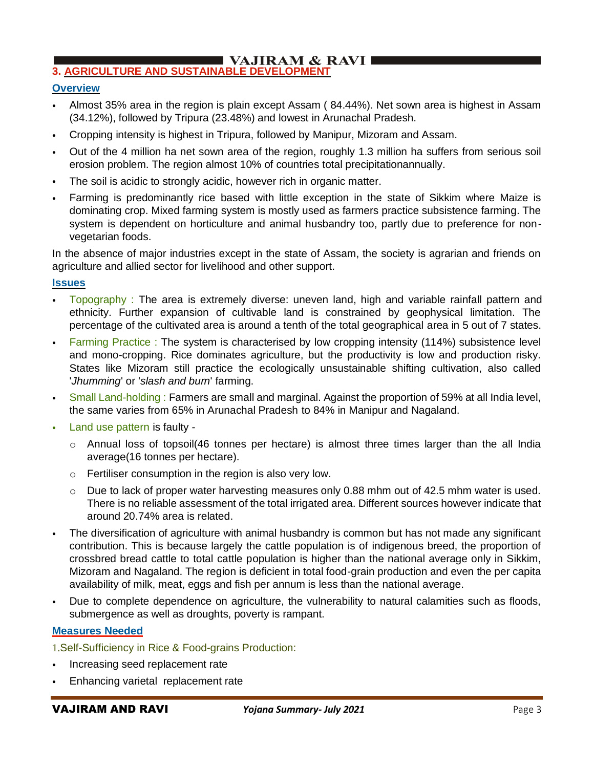## 3. AGRICULTURE AND SUSTAINABLE DEVELOPMENT

### Overview

- Almost 35% area in the region is plain except Assam ( 84.44%). Net sown area is highest in Assam (34.12%), followed by Tripura (23.48%) and lowest in Arunachal Pradesh.
- Cropping intensity is highest in Tripura, followed by Manipur, Mizoram and Assam.
- Out of the 4 million ha net sown area of the region, roughly 1.3 million ha suffers from serious soil erosion problem. The region almost 10% of countries total precipitationannually.
- The soil is acidic to strongly acidic, however rich in organic matter.
- Farming is predominantly rice based with little exception in the state of Sikkim where Maize is dominating crop. Mixed farming system is mostly used as farmers practice subsistence farming. The system is dependent on horticulture and animal husbandry too, partly due to preference for non-vegetarian foods.

In the absence of major industries except in the state of Assam, the society is agrarian and friends on agriculture and allied sector for livelihood and other support.

### Issues

- Topography : The area is extremely diverse: uneven land, high and variable rainfall pattern and ethnicity. Further expansion of cultivable land is constrained by geophysical limitation. The percentage of the cultivated area is around a tenth of the total geographical area in 5 out of 7 states.
- Farming Practice : The system is characterised by low cropping intensity (114%) subsistence level and mono-cropping. Rice dominates agriculture, but the productivity is low and production risky. States like Mizoram still practice the ecologically unsustainable shifting cultivation, also called '*Jhumming*' or '*slash and burn*' farming.
- Small Land-holding : Farmers are small and marginal. Against the proportion of 59% at all India level, the same varies from 65% in Arunachal Pradesh to 84% in Manipur and Nagaland.
- Land use pattern is faulty -
  - Annual loss of topsoil(46 tonnes per hectare) is almost three times larger than the all India average(16 tonnes per hectare).
  - Fertiliser consumption in the region is also very low.
  - Due to lack of proper water harvesting measures only 0.88 mhm out of 42.5 mhm water is used. There is no reliable assessment of the total irrigated area. Different sources however indicate that around 20.74% area is related.
- The diversification of agriculture with animal husbandry is common but has not made any significant contribution. This is because largely the cattle population is of indigenous breed, the proportion of crossbred bread cattle to total cattle population is higher than the national average only in Sikkim, Mizoram and Nagaland. The region is deficient in total food-grain production and even the per capita availability of milk, meat, eggs and fish per annum is less than the national average.
- Due to complete dependence on agriculture, the vulnerability to natural calamities such as floods, submergence as well as droughts, poverty is rampant.

### Measures Needed

1.Self-Sufficiency in Rice & Food-grains Production:

- Increasing seed replacement rate
- Enhancing varietal replacement rate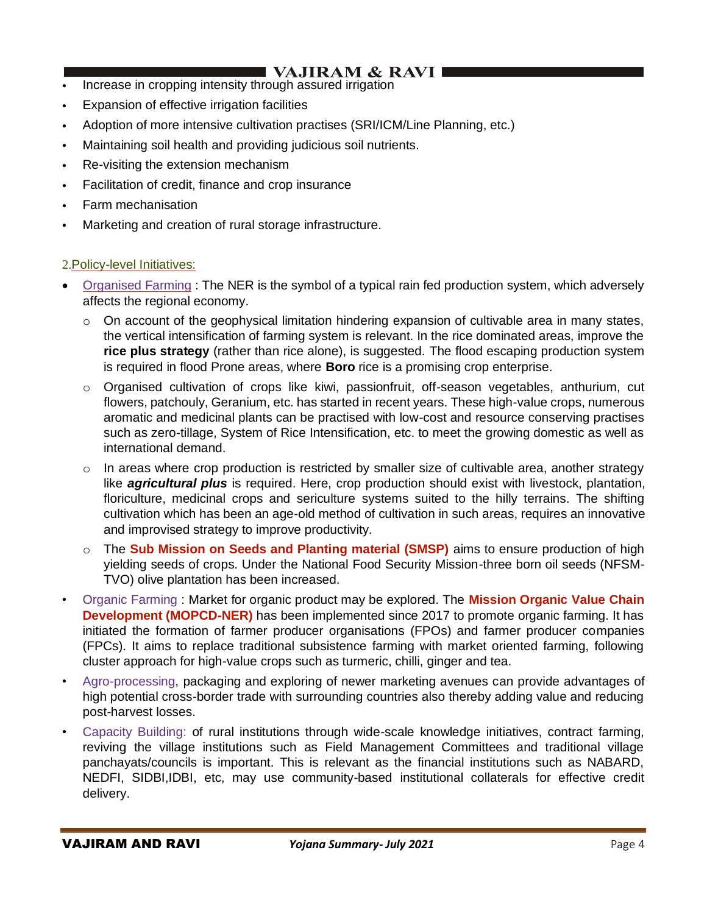- Increase in cropping intensity through assured irrigation
- Expansion of effective irrigation facilities
- Adoption of more intensive cultivation practises (SRI/ICM/Line Planning, etc.)
- Maintaining soil health and providing judicious soil nutrients.
- Re-visiting the extension mechanism
- Facilitation of credit, finance and crop insurance
- Farm mechanisation
- Marketing and creation of rural storage infrastructure.

2.Policy-level Initiatives:

- Organised Farming : The NER is the symbol of a typical rain fed production system, which adversely affects the regional economy.
  - On account of the geophysical limitation hindering expansion of cultivable area in many states, the vertical intensification of farming system is relevant. In the rice dominated areas, improve the **rice plus strategy** (rather than rice alone), is suggested. The flood escaping production system is required in flood Prone areas, where **Boro** rice is a promising crop enterprise.
  - Organised cultivation of crops like kiwi, passionfruit, off-season vegetables, anthurium, cut flowers, patchouly, Geranium, etc. has started in recent years. These high-value crops, numerous aromatic and medicinal plants can be practised with low-cost and resource conserving practises such as zero-tillage, System of Rice Intensification, etc. to meet the growing domestic as well as international demand.
  - In areas where crop production is restricted by smaller size of cultivable area, another strategy like ***agricultural plus*** is required. Here, crop production should exist with livestock, plantation, floriculture, medicinal crops and sericulture systems suited to the hilly terrains. The shifting cultivation which has been an age-old method of cultivation in such areas, requires an innovative and improvised strategy to improve productivity.
  - The **Sub Mission on Seeds and Planting material (SMSP)** aims to ensure production of high yielding seeds of crops. Under the National Food Security Mission-three born oil seeds (NFSM-TVO) olive plantation has been increased.
- Organic Farming : Market for organic product may be explored. The **Mission Organic Value Chain Development (MOPCD-NER)** has been implemented since 2017 to promote organic farming. It has initiated the formation of farmer producer organisations (FPOs) and farmer producer companies (FPCs). It aims to replace traditional subsistence farming with market oriented farming, following cluster approach for high-value crops such as turmeric, chilli, ginger and tea.
- Agro-processing, packaging and exploring of newer marketing avenues can provide advantages of high potential cross-border trade with surrounding countries also thereby adding value and reducing post-harvest losses.
- Capacity Building: of rural institutions through wide-scale knowledge initiatives, contract farming, reviving the village institutions such as Field Management Committees and traditional village panchayats/councils is important. This is relevant as the financial institutions such as NABARD, NEDFI, SIDBI,IDBI, etc, may use community-based institutional collaterals for effective credit delivery.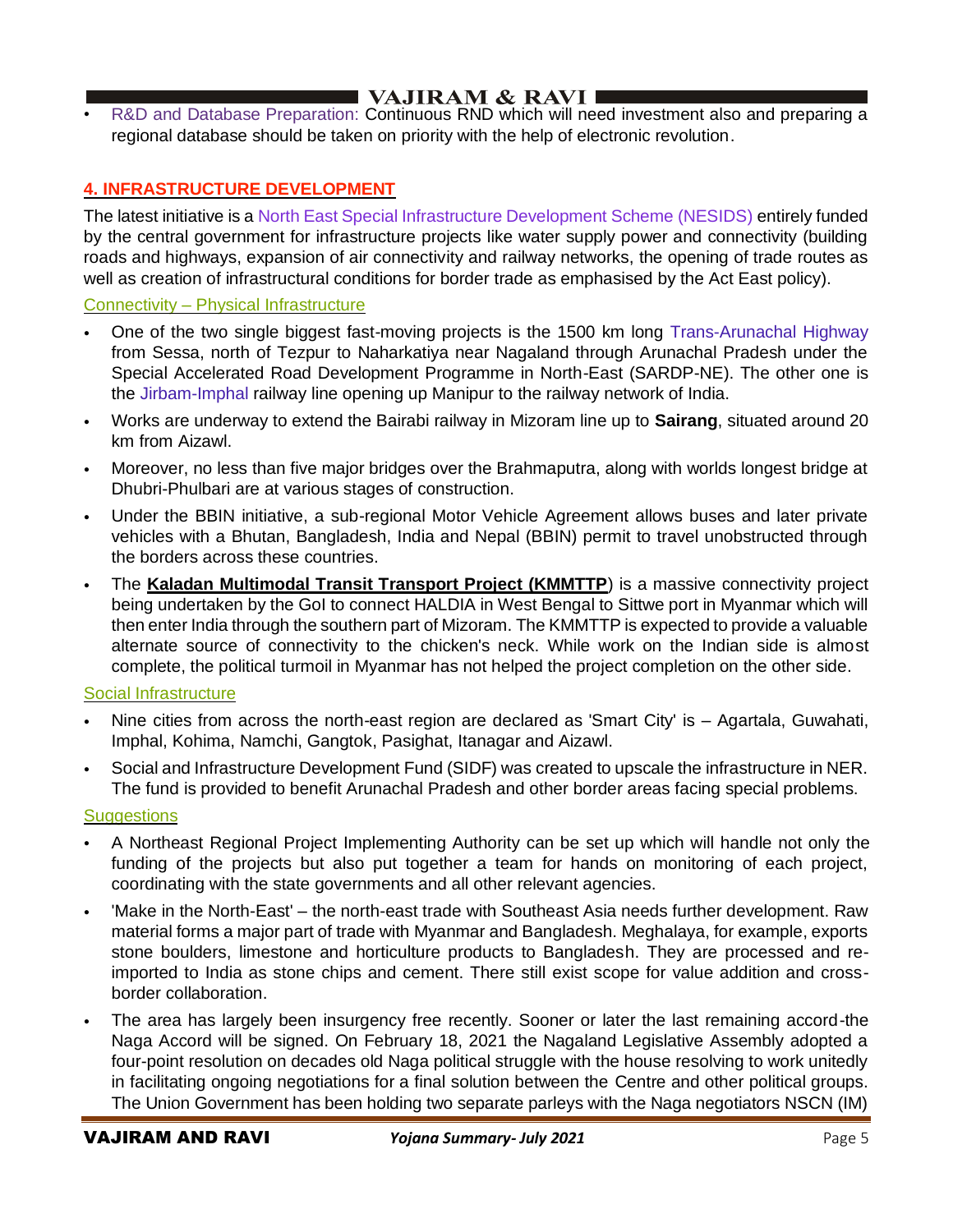- R&D and Database Preparation: Continuous RND which will need investment also and preparing a regional database should be taken on priority with the help of electronic revolution.

## 4. INFRASTRUCTURE DEVELOPMENT

The latest initiative is a North East Special Infrastructure Development Scheme (NESIDS) entirely funded by the central government for infrastructure projects like water supply power and connectivity (building roads and highways, expansion of air connectivity and railway networks, the opening of trade routes as well as creation of infrastructural conditions for border trade as emphasised by the Act East policy).

### Connectivity – Physical Infrastructure

- One of the two single biggest fast-moving projects is the 1500 km long Trans-Arunachal Highway from Sessa, north of Tezpur to Naharkatiya near Nagaland through Arunachal Pradesh under the Special Accelerated Road Development Programme in North-East (SARDP-NE). The other one is the Jirbam-Imphal railway line opening up Manipur to the railway network of India.
- Works are underway to extend the Bairabi railway in Mizoram line up to **Sairang**, situated around 20 km from Aizawl.
- Moreover, no less than five major bridges over the Brahmaputra, along with worlds longest bridge at Dhubri-Phulbari are at various stages of construction.
- Under the BBIN initiative, a sub-regional Motor Vehicle Agreement allows buses and later private vehicles with a Bhutan, Bangladesh, India and Nepal (BBIN) permit to travel unobstructed through the borders across these countries.
- The **Kaladan Multimodal Transit Transport Project (KMMTTP**) is a massive connectivity project being undertaken by the GoI to connect HALDIA in West Bengal to Sittwe port in Myanmar which will then enter India through the southern part of Mizoram. The KMMTTP is expected to provide a valuable alternate source of connectivity to the chicken's neck. While work on the Indian side is almost complete, the political turmoil in Myanmar has not helped the project completion on the other side.

### Social Infrastructure

- Nine cities from across the north-east region are declared as 'Smart City' is – Agartala, Guwahati, Imphal, Kohima, Namchi, Gangtok, Pasighat, Itanagar and Aizawl.
- Social and Infrastructure Development Fund (SIDF) was created to upscale the infrastructure in NER. The fund is provided to benefit Arunachal Pradesh and other border areas facing special problems.

### Suggestions

- A Northeast Regional Project Implementing Authority can be set up which will handle not only the funding of the projects but also put together a team for hands on monitoring of each project, coordinating with the state governments and all other relevant agencies.
- 'Make in the North-East' – the north-east trade with Southeast Asia needs further development. Raw material forms a major part of trade with Myanmar and Bangladesh. Meghalaya, for example, exports stone boulders, limestone and horticulture products to Bangladesh. They are processed and re-imported to India as stone chips and cement. There still exist scope for value addition and cross-border collaboration.
- The area has largely been insurgency free recently. Sooner or later the last remaining accord-the Naga Accord will be signed. On February 18, 2021 the Nagaland Legislative Assembly adopted a four-point resolution on decades old Naga political struggle with the house resolving to work unitedly in facilitating ongoing negotiations for a final solution between the Centre and other political groups. The Union Government has been holding two separate parleys with the Naga negotiators NSCN (IM)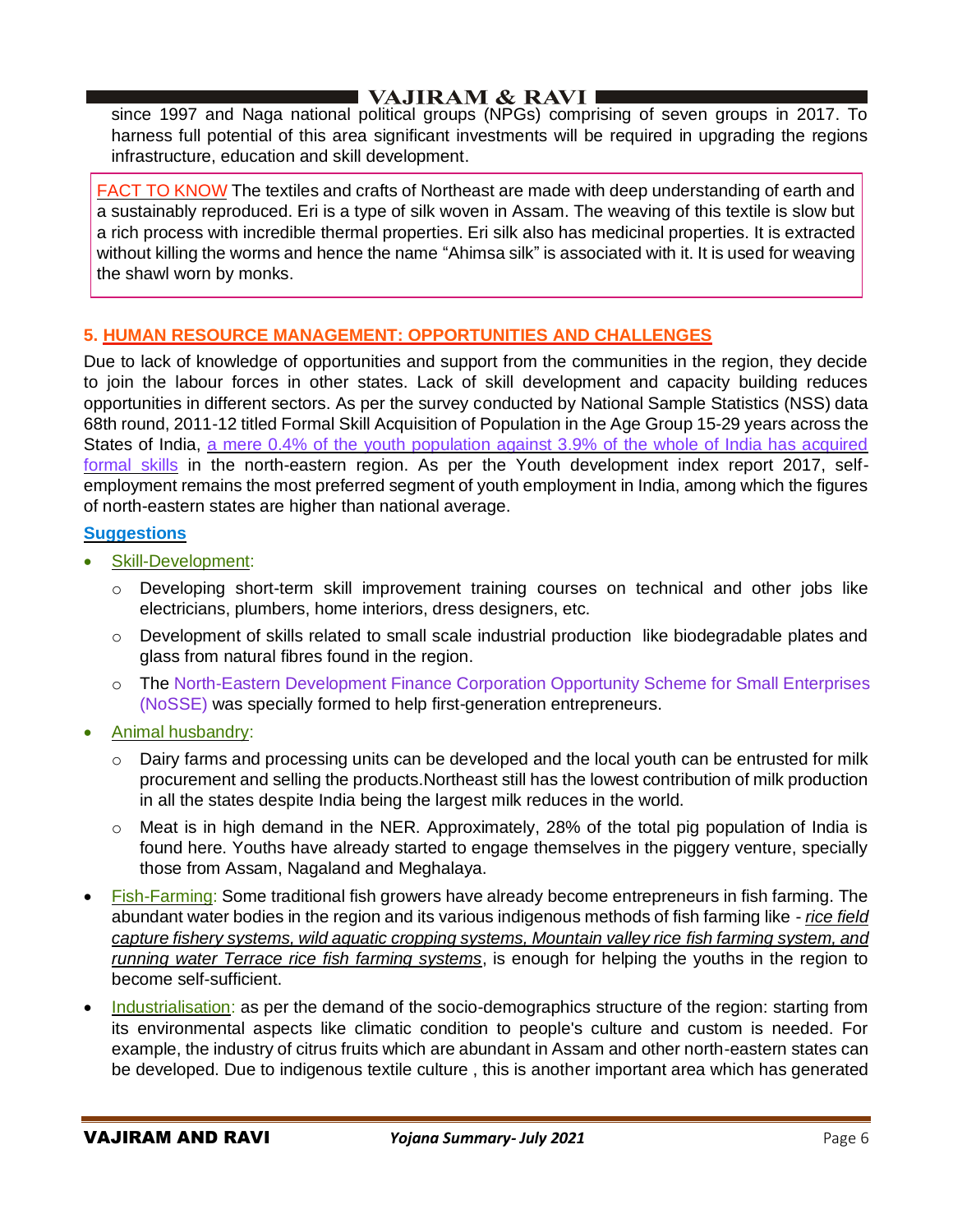since 1997 and Naga national political groups (NPGs) comprising of seven groups in 2017. To harness full potential of this area significant investments will be required in upgrading the regions infrastructure, education and skill development.

> FACT TO KNOW The textiles and crafts of Northeast are made with deep understanding of earth and a sustainably reproduced. Eri is a type of silk woven in Assam. The weaving of this textile is slow but a rich process with incredible thermal properties. Eri silk also has medicinal properties. It is extracted without killing the worms and hence the name "Ahimsa silk" is associated with it. It is used for weaving the shawl worn by monks.

## 5. HUMAN RESOURCE MANAGEMENT: OPPORTUNITIES AND CHALLENGES

Due to lack of knowledge of opportunities and support from the communities in the region, they decide to join the labour forces in other states. Lack of skill development and capacity building reduces opportunities in different sectors. As per the survey conducted by National Sample Statistics (NSS) data 68th round, 2011-12 titled Formal Skill Acquisition of Population in the Age Group 15-29 years across the States of India, a mere 0.4% of the youth population against 3.9% of the whole of India has acquired formal skills in the north-eastern region. As per the Youth development index report 2017, self-employment remains the most preferred segment of youth employment in India, among which the figures of north-eastern states are higher than national average.

**Suggestions**

- Skill-Development:
  - Developing short-term skill improvement training courses on technical and other jobs like electricians, plumbers, home interiors, dress designers, etc.
  - Development of skills related to small scale industrial production like biodegradable plates and glass from natural fibres found in the region.
  - The North-Eastern Development Finance Corporation Opportunity Scheme for Small Enterprises (NoSSE) was specially formed to help first-generation entrepreneurs.
- Animal husbandry:
  - Dairy farms and processing units can be developed and the local youth can be entrusted for milk procurement and selling the products.Northeast still has the lowest contribution of milk production in all the states despite India being the largest milk reduces in the world.
  - Meat is in high demand in the NER. Approximately, 28% of the total pig population of India is found here. Youths have already started to engage themselves in the piggery venture, specially those from Assam, Nagaland and Meghalaya.
- Fish-Farming: Some traditional fish growers have already become entrepreneurs in fish farming. The abundant water bodies in the region and its various indigenous methods of fish farming like - *rice field capture fishery systems, wild aquatic cropping systems, Mountain valley rice fish farming system, and running water Terrace rice fish farming systems*, is enough for helping the youths in the region to become self-sufficient.
- Industrialisation: as per the demand of the socio-demographics structure of the region: starting from its environmental aspects like climatic condition to people's culture and custom is needed. For example, the industry of citrus fruits which are abundant in Assam and other north-eastern states can be developed. Due to indigenous textile culture , this is another important area which has generated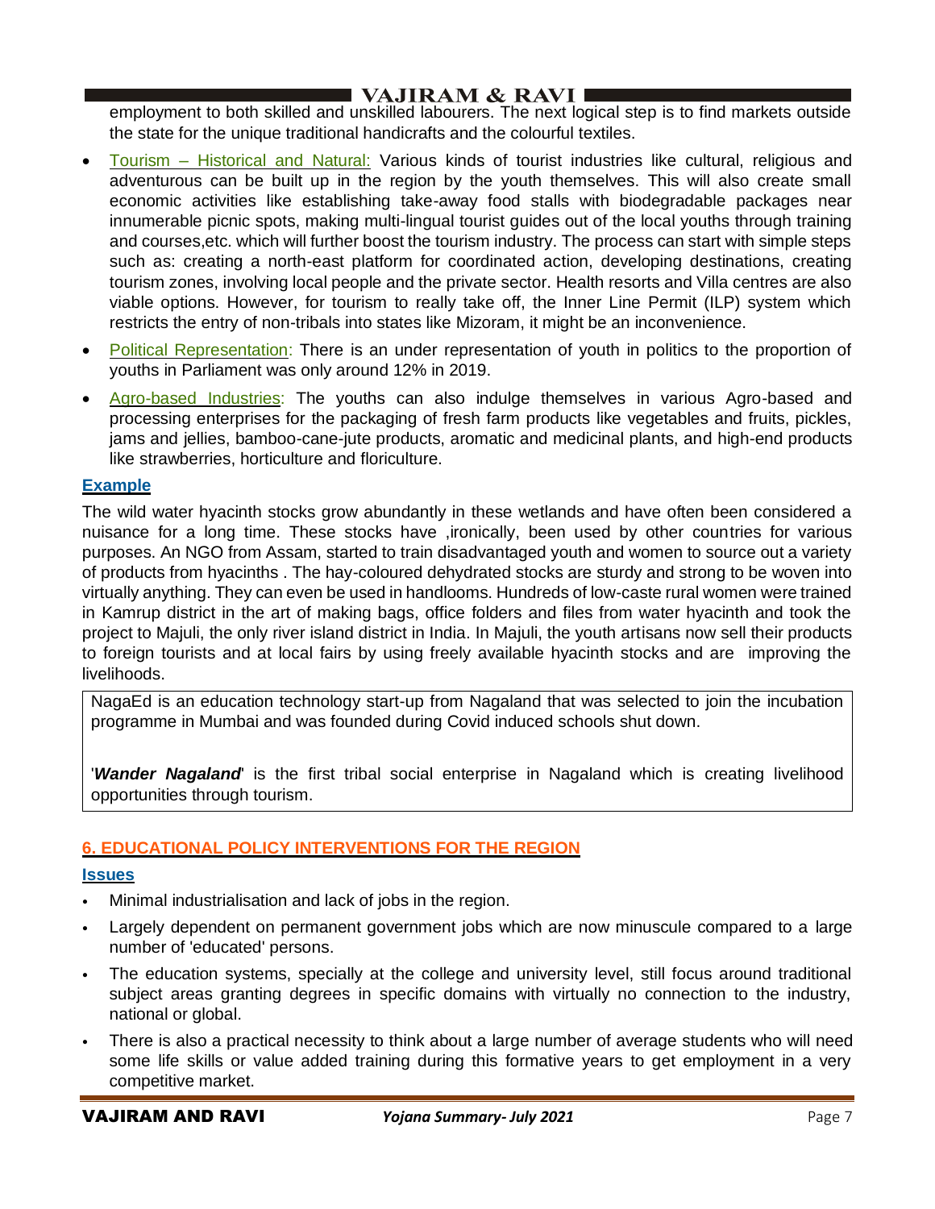employment to both skilled and unskilled labourers. The next logical step is to find markets outside the state for the unique traditional handicrafts and the colourful textiles.

- Tourism – Historical and Natural: Various kinds of tourist industries like cultural, religious and adventurous can be built up in the region by the youth themselves. This will also create small economic activities like establishing take-away food stalls with biodegradable packages near innumerable picnic spots, making multi-lingual tourist guides out of the local youths through training and courses,etc. which will further boost the tourism industry. The process can start with simple steps such as: creating a north-east platform for coordinated action, developing destinations, creating tourism zones, involving local people and the private sector. Health resorts and Villa centres are also viable options. However, for tourism to really take off, the Inner Line Permit (ILP) system which restricts the entry of non-tribals into states like Mizoram, it might be an inconvenience.
- Political Representation: There is an under representation of youth in politics to the proportion of youths in Parliament was only around 12% in 2019.
- Agro-based Industries: The youths can also indulge themselves in various Agro-based and processing enterprises for the packaging of fresh farm products like vegetables and fruits, pickles, jams and jellies, bamboo-cane-jute products, aromatic and medicinal plants, and high-end products like strawberries, horticulture and floriculture.

**Example**

The wild water hyacinth stocks grow abundantly in these wetlands and have often been considered a nuisance for a long time. These stocks have ,ironically, been used by other countries for various purposes. An NGO from Assam, started to train disadvantaged youth and women to source out a variety of products from hyacinths . The hay-coloured dehydrated stocks are sturdy and strong to be woven into virtually anything. They can even be used in handlooms. Hundreds of low-caste rural women were trained in Kamrup district in the art of making bags, office folders and files from water hyacinth and took the project to Majuli, the only river island district in India. In Majuli, the youth artisans now sell their products to foreign tourists and at local fairs by using freely available hyacinth stocks and are improving the livelihoods.

NagaEd is an education technology start-up from Nagaland that was selected to join the incubation programme in Mumbai and was founded during Covid induced schools shut down.

'***Wander Nagaland***' is the first tribal social enterprise in Nagaland which is creating livelihood opportunities through tourism.

## 6. EDUCATIONAL POLICY INTERVENTIONS FOR THE REGION

**Issues**

- Minimal industrialisation and lack of jobs in the region.
- Largely dependent on permanent government jobs which are now minuscule compared to a large number of 'educated' persons.
- The education systems, specially at the college and university level, still focus around traditional subject areas granting degrees in specific domains with virtually no connection to the industry, national or global.
- There is also a practical necessity to think about a large number of average students who will need some life skills or value added training during this formative years to get employment in a very competitive market.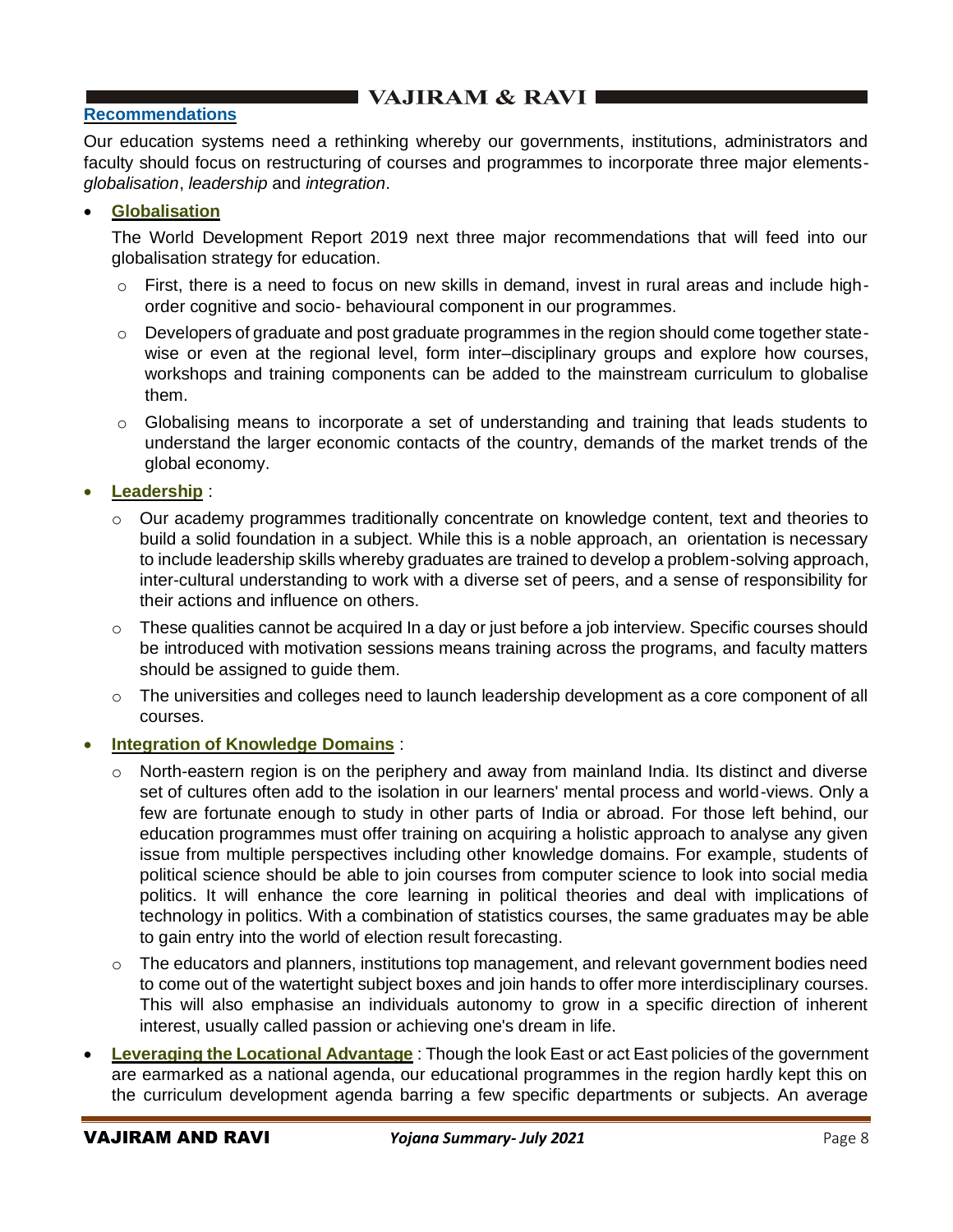## Recommendations

Our education systems need a rethinking whereby our governments, institutions, administrators and faculty should focus on restructuring of courses and programmes to incorporate three major elements- *globalisation*, *leadership* and *integration*.

- **Globalisation**

  The World Development Report 2019 next three major recommendations that will feed into our globalisation strategy for education.

  - First, there is a need to focus on new skills in demand, invest in rural areas and include high-order cognitive and socio- behavioural component in our programmes.
  - Developers of graduate and post graduate programmes in the region should come together state-wise or even at the regional level, form inter–disciplinary groups and explore how courses, workshops and training components can be added to the mainstream curriculum to globalise them.
  - Globalising means to incorporate a set of understanding and training that leads students to understand the larger economic contacts of the country, demands of the market trends of the global economy.

- **Leadership** :
  - Our academy programmes traditionally concentrate on knowledge content, text and theories to build a solid foundation in a subject. While this is a noble approach, an orientation is necessary to include leadership skills whereby graduates are trained to develop a problem-solving approach, inter-cultural understanding to work with a diverse set of peers, and a sense of responsibility for their actions and influence on others.
  - These qualities cannot be acquired In a day or just before a job interview. Specific courses should be introduced with motivation sessions means training across the programs, and faculty matters should be assigned to guide them.
  - The universities and colleges need to launch leadership development as a core component of all courses.

- **Integration of Knowledge Domains** :
  - North-eastern region is on the periphery and away from mainland India. Its distinct and diverse set of cultures often add to the isolation in our learners' mental process and world-views. Only a few are fortunate enough to study in other parts of India or abroad. For those left behind, our education programmes must offer training on acquiring a holistic approach to analyse any given issue from multiple perspectives including other knowledge domains. For example, students of political science should be able to join courses from computer science to look into social media politics. It will enhance the core learning in political theories and deal with implications of technology in politics. With a combination of statistics courses, the same graduates may be able to gain entry into the world of election result forecasting.
  - The educators and planners, institutions top management, and relevant government bodies need to come out of the watertight subject boxes and join hands to offer more interdisciplinary courses. This will also emphasise an individuals autonomy to grow in a specific direction of inherent interest, usually called passion or achieving one's dream in life.

- **Leveraging the Locational Advantage** : Though the look East or act East policies of the government are earmarked as a national agenda, our educational programmes in the region hardly kept this on the curriculum development agenda barring a few specific departments or subjects. An average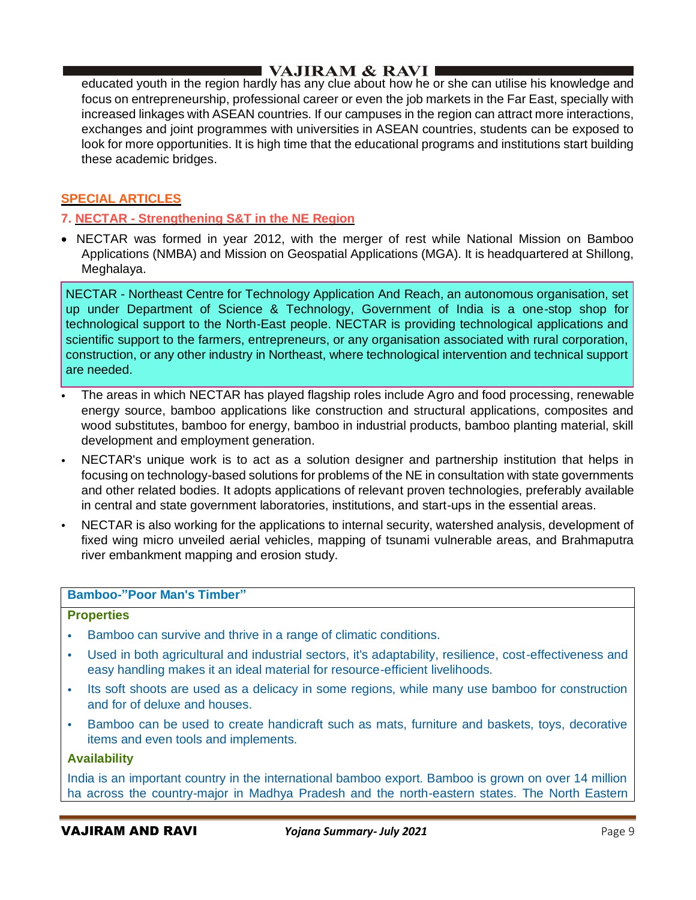educated youth in the region hardly has any clue about how he or she can utilise his knowledge and focus on entrepreneurship, professional career or even the job markets in the Far East, specially with increased linkages with ASEAN countries. If our campuses in the region can attract more interactions, exchanges and joint programmes with universities in ASEAN countries, students can be exposed to look for more opportunities. It is high time that the educational programs and institutions start building these academic bridges.

## SPECIAL ARTICLES

### 7. NECTAR - Strengthening S&T in the NE Region

- NECTAR was formed in year 2012, with the merger of rest while National Mission on Bamboo Applications (NMBA) and Mission on Geospatial Applications (MGA). It is headquartered at Shillong, Meghalaya.

> NECTAR - Northeast Centre for Technology Application And Reach, an autonomous organisation, set up under Department of Science & Technology, Government of India is a one-stop shop for technological support to the North-East people. NECTAR is providing technological applications and scientific support to the farmers, entrepreneurs, or any organisation associated with rural corporation, construction, or any other industry in Northeast, where technological intervention and technical support are needed.

- The areas in which NECTAR has played flagship roles include Agro and food processing, renewable energy source, bamboo applications like construction and structural applications, composites and wood substitutes, bamboo for energy, bamboo in industrial products, bamboo planting material, skill development and employment generation.
- NECTAR's unique work is to act as a solution designer and partnership institution that helps in focusing on technology-based solutions for problems of the NE in consultation with state governments and other related bodies. It adopts applications of relevant proven technologies, preferably available in central and state government laboratories, institutions, and start-ups in the essential areas.
- NECTAR is also working for the applications to internal security, watershed analysis, development of fixed wing micro unveiled aerial vehicles, mapping of tsunami vulnerable areas, and Brahmaputra river embankment mapping and erosion study.

**Bamboo-"Poor Man's Timber"**

**Properties**

- Bamboo can survive and thrive in a range of climatic conditions.
- Used in both agricultural and industrial sectors, it's adaptability, resilience, cost-effectiveness and easy handling makes it an ideal material for resource-efficient livelihoods.
- Its soft shoots are used as a delicacy in some regions, while many use bamboo for construction and for of deluxe and houses.
- Bamboo can be used to create handicraft such as mats, furniture and baskets, toys, decorative items and even tools and implements.

**Availability**

India is an important country in the international bamboo export. Bamboo is grown on over 14 million ha across the country-major in Madhya Pradesh and the north-eastern states. The North Eastern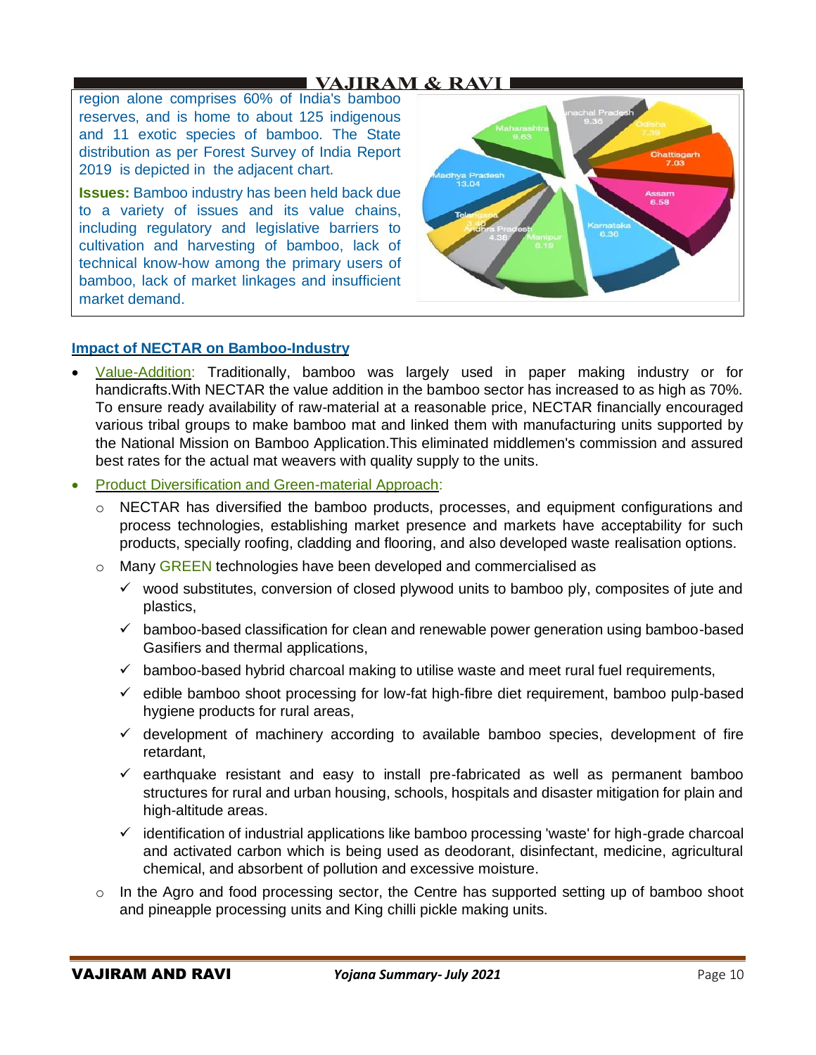region alone comprises 60% of India's bamboo reserves, and is home to about 125 indigenous and 11 exotic species of bamboo. The State distribution as per Forest Survey of India Report 2019 is depicted in the adjacent chart.

**Issues:** Bamboo industry has been held back due to a variety of issues and its value chains, including regulatory and legislative barriers to cultivation and harvesting of bamboo, lack of technical know-how among the primary users of bamboo, lack of market linkages and insufficient market demand.

## Impact of NECTAR on Bamboo-Industry

- Value-Addition: Traditionally, bamboo was largely used in paper making industry or for handicrafts.With NECTAR the value addition in the bamboo sector has increased to as high as 70%. To ensure ready availability of raw-material at a reasonable price, NECTAR financially encouraged various tribal groups to make bamboo mat and linked them with manufacturing units supported by the National Mission on Bamboo Application.This eliminated middlemen's commission and assured best rates for the actual mat weavers with quality supply to the units.
- Product Diversification and Green-material Approach:
  - NECTAR has diversified the bamboo products, processes, and equipment configurations and process technologies, establishing market presence and markets have acceptability for such products, specially roofing, cladding and flooring, and also developed waste realisation options.
  - Many GREEN technologies have been developed and commercialised as
    - ✓ wood substitutes, conversion of closed plywood units to bamboo ply, composites of jute and plastics,
    - ✓ bamboo-based classification for clean and renewable power generation using bamboo-based Gasifiers and thermal applications,
    - ✓ bamboo-based hybrid charcoal making to utilise waste and meet rural fuel requirements,
    - ✓ edible bamboo shoot processing for low-fat high-fibre diet requirement, bamboo pulp-based hygiene products for rural areas,
    - ✓ development of machinery according to available bamboo species, development of fire retardant,
    - ✓ earthquake resistant and easy to install pre-fabricated as well as permanent bamboo structures for rural and urban housing, schools, hospitals and disaster mitigation for plain and high-altitude areas.
    - ✓ identification of industrial applications like bamboo processing 'waste' for high-grade charcoal and activated carbon which is being used as deodorant, disinfectant, medicine, agricultural chemical, and absorbent of pollution and excessive moisture.
  - In the Agro and food processing sector, the Centre has supported setting up of bamboo shoot and pineapple processing units and King chilli pickle making units.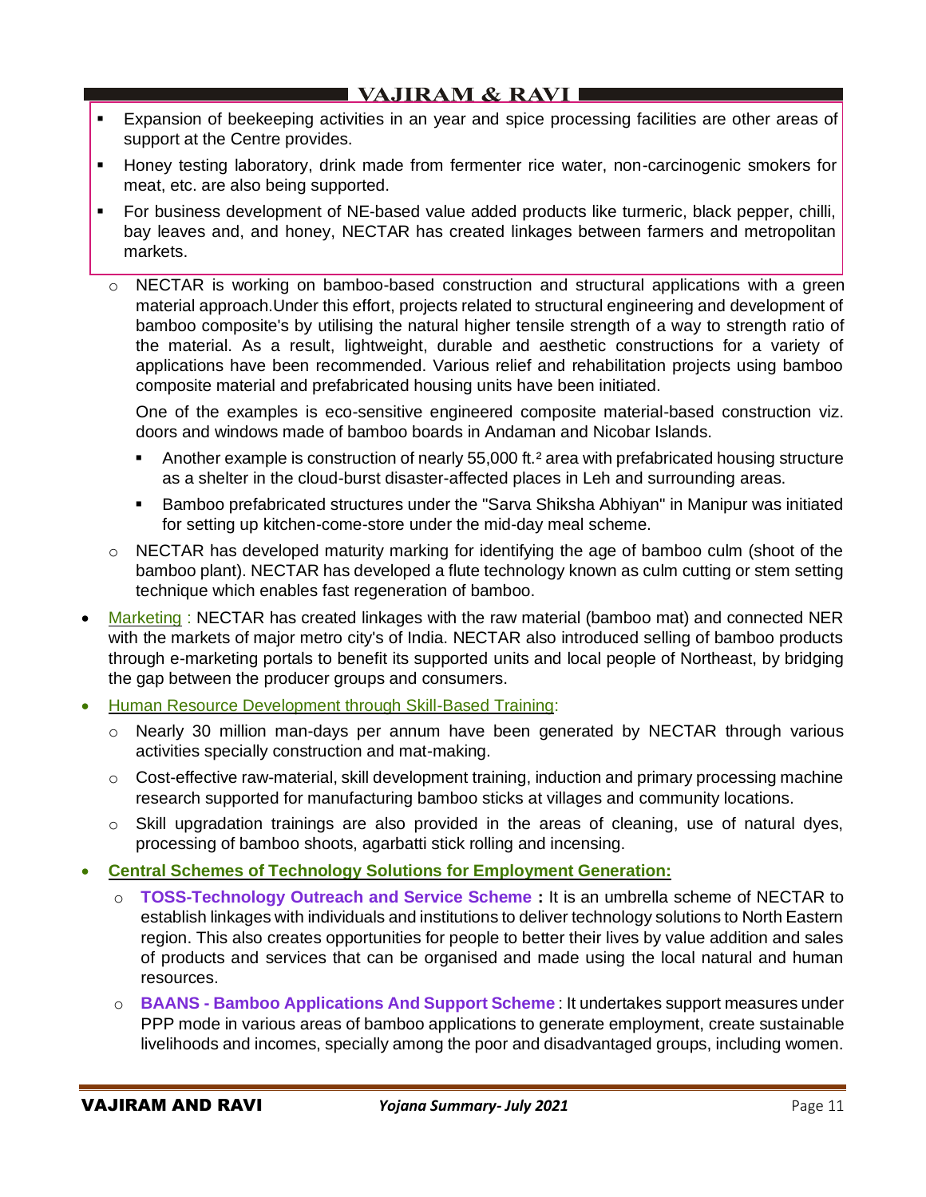- Expansion of beekeeping activities in an year and spice processing facilities are other areas of support at the Centre provides.
- Honey testing laboratory, drink made from fermenter rice water, non-carcinogenic smokers for meat, etc. are also being supported.
- For business development of NE-based value added products like turmeric, black pepper, chilli, bay leaves and, and honey, NECTAR has created linkages between farmers and metropolitan markets.

  - NECTAR is working on bamboo-based construction and structural applications with a green material approach.Under this effort, projects related to structural engineering and development of bamboo composite's by utilising the natural higher tensile strength of a way to strength ratio of the material. As a result, lightweight, durable and aesthetic constructions for a variety of applications have been recommended. Various relief and rehabilitation projects using bamboo composite material and prefabricated housing units have been initiated.

    One of the examples is eco-sensitive engineered composite material-based construction viz. doors and windows made of bamboo boards in Andaman and Nicobar Islands.

    - Another example is construction of nearly 55,000 ft.$^2$ area with prefabricated housing structure as a shelter in the cloud-burst disaster-affected places in Leh and surrounding areas.
    - Bamboo prefabricated structures under the "Sarva Shiksha Abhiyan" in Manipur was initiated for setting up kitchen-come-store under the mid-day meal scheme.

  - NECTAR has developed maturity marking for identifying the age of bamboo culm (shoot of the bamboo plant). NECTAR has developed a flute technology known as culm cutting or stem setting technique which enables fast regeneration of bamboo.

- Marketing : NECTAR has created linkages with the raw material (bamboo mat) and connected NER with the markets of major metro city's of India. NECTAR also introduced selling of bamboo products through e-marketing portals to benefit its supported units and local people of Northeast, by bridging the gap between the producer groups and consumers.
- Human Resource Development through Skill-Based Training:
  - Nearly 30 million man-days per annum have been generated by NECTAR through various activities specially construction and mat-making.
  - Cost-effective raw-material, skill development training, induction and primary processing machine research supported for manufacturing bamboo sticks at villages and community locations.
  - Skill upgradation trainings are also provided in the areas of cleaning, use of natural dyes, processing of bamboo shoots, agarbatti stick rolling and incensing.
- **Central Schemes of Technology Solutions for Employment Generation:**
  - **TOSS-Technology Outreach and Service Scheme :** It is an umbrella scheme of NECTAR to establish linkages with individuals and institutions to deliver technology solutions to North Eastern region. This also creates opportunities for people to better their lives by value addition and sales of products and services that can be organised and made using the local natural and human resources.
  - **BAANS - Bamboo Applications And Support Scheme** : It undertakes support measures under PPP mode in various areas of bamboo applications to generate employment, create sustainable livelihoods and incomes, specially among the poor and disadvantaged groups, including women.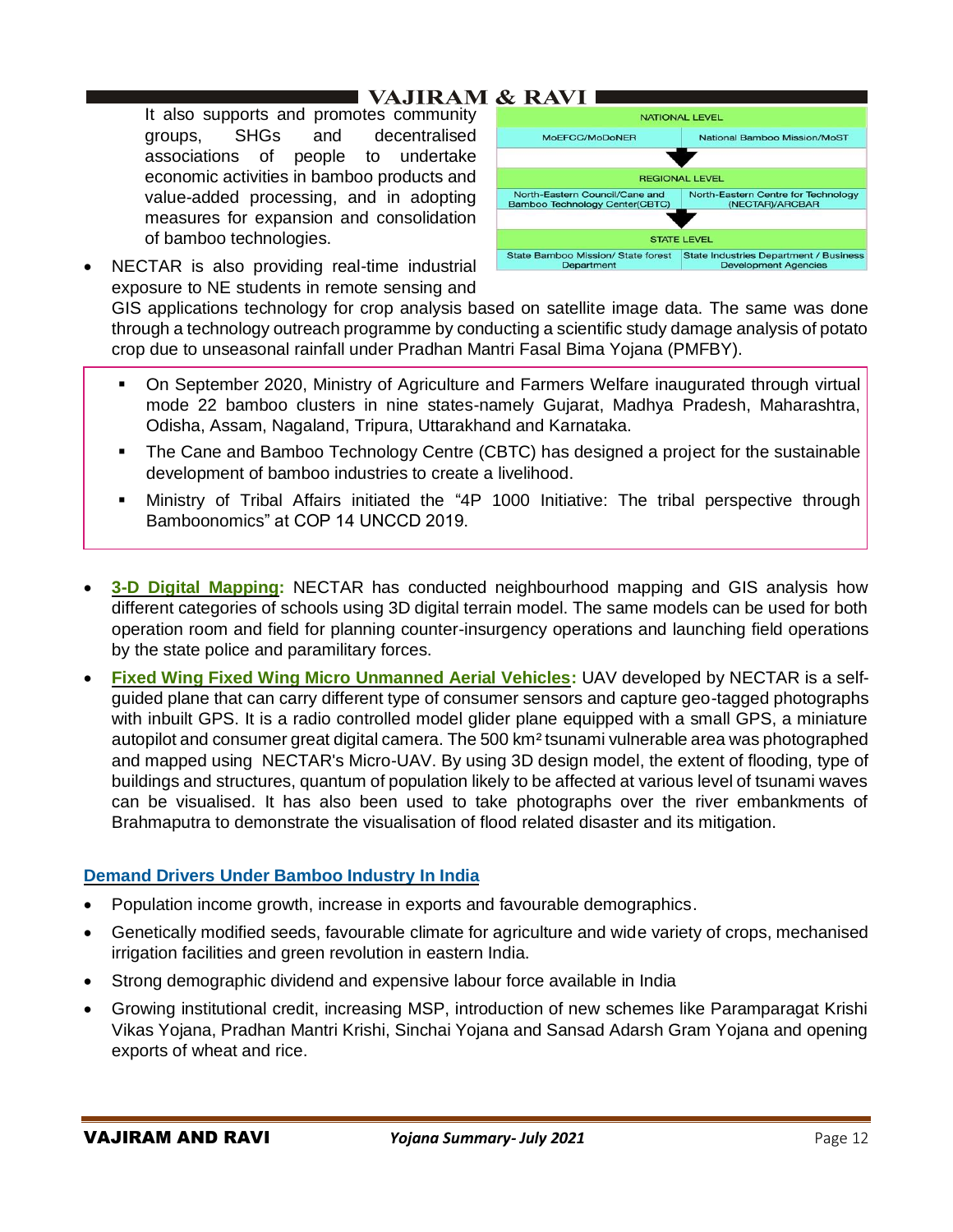It also supports and promotes community groups, SHGs and decentralised associations of people to undertake economic activities in bamboo products and value-added processing, and in adopting measures for expansion and consolidation of bamboo technologies.

| NATIONAL LEVEL | |
|---|---|
| MoEFCC/MoDoNER | National Bamboo Mission/MoST |
| REGIONAL LEVEL | |
| North-Eastern Council/Cane and Bamboo Technology Center(CBTC) | North-Eastern Centre for Technology (NECTAR)/ARCBAR |
| STATE LEVEL | |
| State Bamboo Mission/ State forest Department | State Industries Department / Business Development Agencies |

- NECTAR is also providing real-time industrial exposure to NE students in remote sensing and GIS applications technology for crop analysis based on satellite image data. The same was done through a technology outreach programme by conducting a scientific study damage analysis of potato crop due to unseasonal rainfall under Pradhan Mantri Fasal Bima Yojana (PMFBY).

  - On September 2020, Ministry of Agriculture and Farmers Welfare inaugurated through virtual mode 22 bamboo clusters in nine states-namely Gujarat, Madhya Pradesh, Maharashtra, Odisha, Assam, Nagaland, Tripura, Uttarakhand and Karnataka.
  - The Cane and Bamboo Technology Centre (CBTC) has designed a project for the sustainable development of bamboo industries to create a livelihood.
  - Ministry of Tribal Affairs initiated the "4P 1000 Initiative: The tribal perspective through Bamboonomics" at COP 14 UNCCD 2019.

- **3-D Digital Mapping:** NECTAR has conducted neighbourhood mapping and GIS analysis how different categories of schools using 3D digital terrain model. The same models can be used for both operation room and field for planning counter-insurgency operations and launching field operations by the state police and paramilitary forces.
- **Fixed Wing Fixed Wing Micro Unmanned Aerial Vehicles:** UAV developed by NECTAR is a self-guided plane that can carry different type of consumer sensors and capture geo-tagged photographs with inbuilt GPS. It is a radio controlled model glider plane equipped with a small GPS, a miniature autopilot and consumer great digital camera. The 500 km² tsunami vulnerable area was photographed and mapped using NECTAR's Micro-UAV. By using 3D design model, the extent of flooding, type of buildings and structures, quantum of population likely to be affected at various level of tsunami waves can be visualised. It has also been used to take photographs over the river embankments of Brahmaputra to demonstrate the visualisation of flood related disaster and its mitigation.

### Demand Drivers Under Bamboo Industry In India

- Population income growth, increase in exports and favourable demographics.
- Genetically modified seeds, favourable climate for agriculture and wide variety of crops, mechanised irrigation facilities and green revolution in eastern India.
- Strong demographic dividend and expensive labour force available in India
- Growing institutional credit, increasing MSP, introduction of new schemes like Paramparagat Krishi Vikas Yojana, Pradhan Mantri Krishi, Sinchai Yojana and Sansad Adarsh Gram Yojana and opening exports of wheat and rice.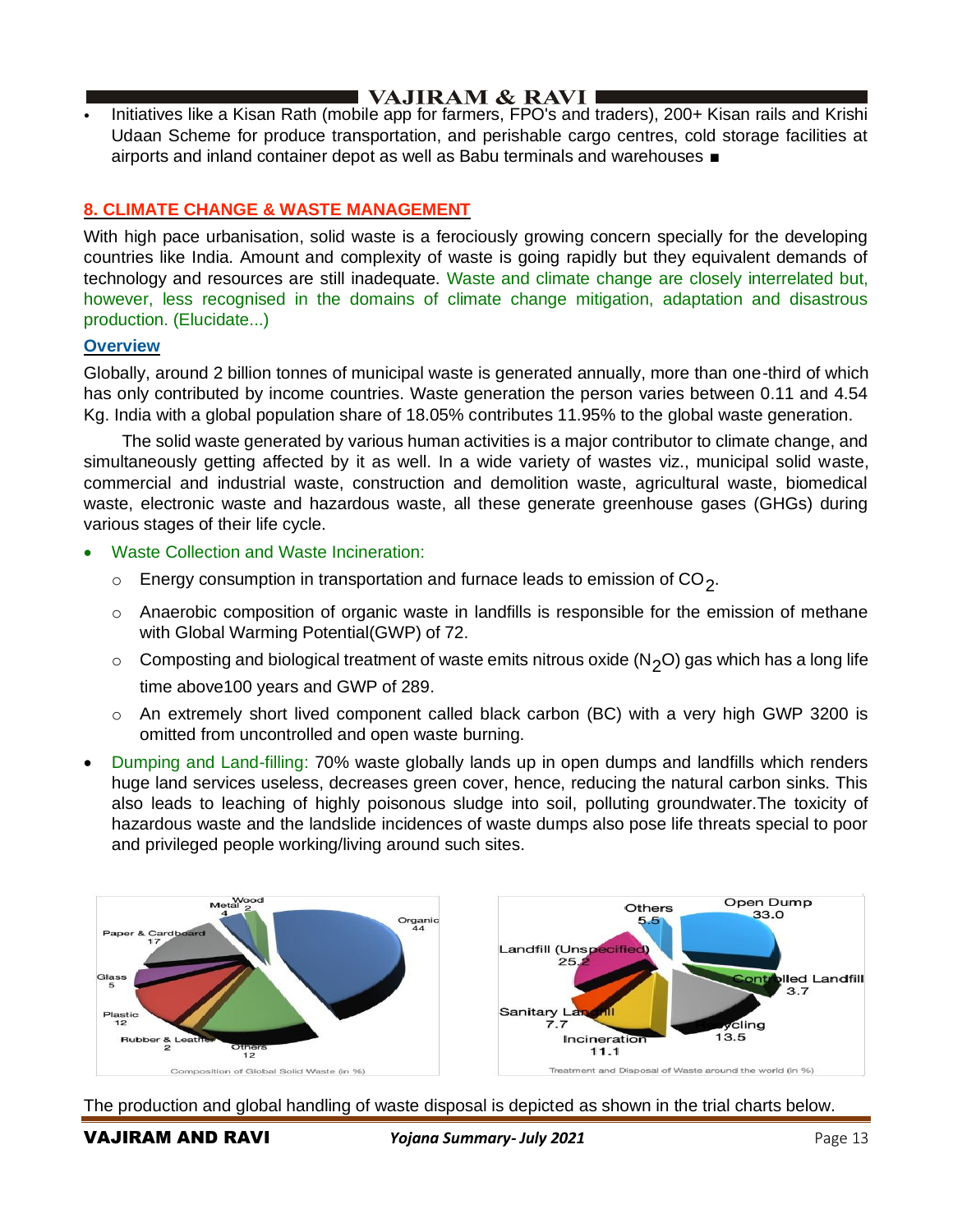- Initiatives like a Kisan Rath (mobile app for farmers, FPO's and traders), 200+ Kisan rails and Krishi Udaan Scheme for produce transportation, and perishable cargo centres, cold storage facilities at airports and inland container depot as well as Babu terminals and warehouses ■

## 8. CLIMATE CHANGE & WASTE MANAGEMENT

With high pace urbanisation, solid waste is a ferociously growing concern specially for the developing countries like India. Amount and complexity of waste is going rapidly but they equivalent demands of technology and resources are still inadequate. Waste and climate change are closely interrelated but, however, less recognised in the domains of climate change mitigation, adaptation and disastrous production. (Elucidate...)

### Overview

Globally, around 2 billion tonnes of municipal waste is generated annually, more than one-third of which has only contributed by income countries. Waste generation the person varies between 0.11 and 4.54 Kg. India with a global population share of 18.05% contributes 11.95% to the global waste generation.

The solid waste generated by various human activities is a major contributor to climate change, and simultaneously getting affected by it as well. In a wide variety of wastes viz., municipal solid waste, commercial and industrial waste, construction and demolition waste, agricultural waste, biomedical waste, electronic waste and hazardous waste, all these generate greenhouse gases (GHGs) during various stages of their life cycle.

- Waste Collection and Waste Incineration:
  - Energy consumption in transportation and furnace leads to emission of $CO_2$.
  - Anaerobic composition of organic waste in landfills is responsible for the emission of methane with Global Warming Potential(GWP) of 72.
  - Composting and biological treatment of waste emits nitrous oxide ($N_2O$) gas which has a long life time above100 years and GWP of 289.
  - An extremely short lived component called black carbon (BC) with a very high GWP 3200 is omitted from uncontrolled and open waste burning.
- Dumping and Land-filling: 70% waste globally lands up in open dumps and landfills which renders huge land services useless, decreases green cover, hence, reducing the natural carbon sinks. This also leads to leaching of highly poisonous sludge into soil, polluting groundwater.The toxicity of hazardous waste and the landslide incidences of waste dumps also pose life threats special to poor and privileged people working/living around such sites.

Composition of Global Solid Waste (in %): Organic 44; Paper & Cardboard 17; Plastic 12; Others 12; Glass 5; Metal 4; Wood 2; Rubber & Leather 2

Treatment and Disposal of Waste around the world (in %): Open Dump 33.0; Landfill (Unspecified) 25.2; Recycling 13.5; Incineration 11.1; Sanitary Landfill 7.7; Others 5.5; Controlled Landfill 3.7

The production and global handling of waste disposal is depicted as shown in the trial charts below.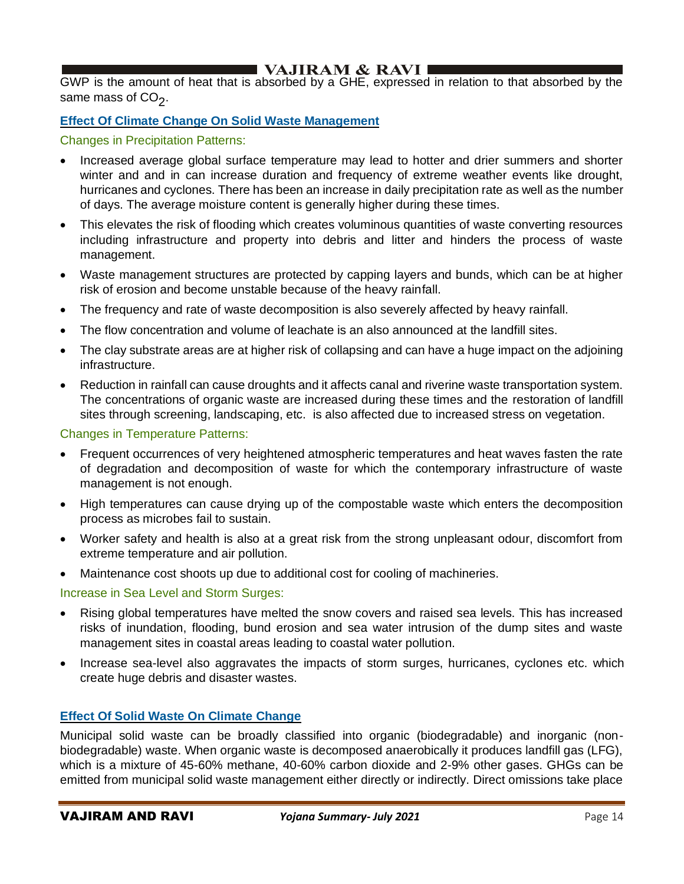GWP is the amount of heat that is absorbed by a GHE, expressed in relation to that absorbed by the same mass of $CO_2$.

## Effect Of Climate Change On Solid Waste Management

### Changes in Precipitation Patterns:

- Increased average global surface temperature may lead to hotter and drier summers and shorter winter and and in can increase duration and frequency of extreme weather events like drought, hurricanes and cyclones. There has been an increase in daily precipitation rate as well as the number of days. The average moisture content is generally higher during these times.
- This elevates the risk of flooding which creates voluminous quantities of waste converting resources including infrastructure and property into debris and litter and hinders the process of waste management.
- Waste management structures are protected by capping layers and bunds, which can be at higher risk of erosion and become unstable because of the heavy rainfall.
- The frequency and rate of waste decomposition is also severely affected by heavy rainfall.
- The flow concentration and volume of leachate is an also announced at the landfill sites.
- The clay substrate areas are at higher risk of collapsing and can have a huge impact on the adjoining infrastructure.
- Reduction in rainfall can cause droughts and it affects canal and riverine waste transportation system. The concentrations of organic waste are increased during these times and the restoration of landfill sites through screening, landscaping, etc. is also affected due to increased stress on vegetation.

### Changes in Temperature Patterns:

- Frequent occurrences of very heightened atmospheric temperatures and heat waves fasten the rate of degradation and decomposition of waste for which the contemporary infrastructure of waste management is not enough.
- High temperatures can cause drying up of the compostable waste which enters the decomposition process as microbes fail to sustain.
- Worker safety and health is also at a great risk from the strong unpleasant odour, discomfort from extreme temperature and air pollution.
- Maintenance cost shoots up due to additional cost for cooling of machineries.

### Increase in Sea Level and Storm Surges:

- Rising global temperatures have melted the snow covers and raised sea levels. This has increased risks of inundation, flooding, bund erosion and sea water intrusion of the dump sites and waste management sites in coastal areas leading to coastal water pollution.
- Increase sea-level also aggravates the impacts of storm surges, hurricanes, cyclones etc. which create huge debris and disaster wastes.

## Effect Of Solid Waste On Climate Change

Municipal solid waste can be broadly classified into organic (biodegradable) and inorganic (non-biodegradable) waste. When organic waste is decomposed anaerobically it produces landfill gas (LFG), which is a mixture of 45-60% methane, 40-60% carbon dioxide and 2-9% other gases. GHGs can be emitted from municipal solid waste management either directly or indirectly. Direct omissions take place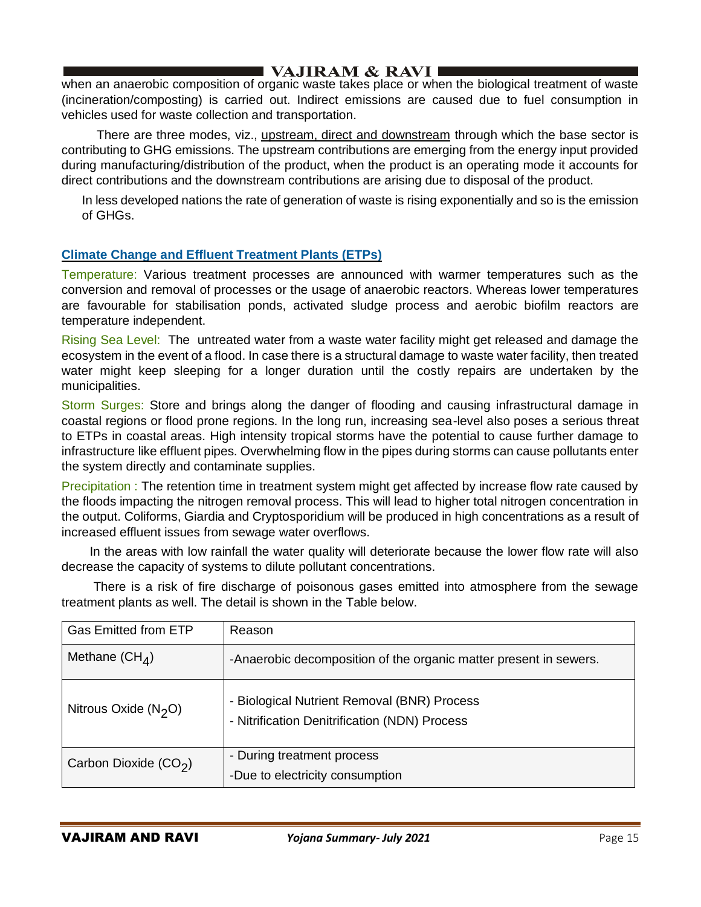when an anaerobic composition of organic waste takes place or when the biological treatment of waste (incineration/composting) is carried out. Indirect emissions are caused due to fuel consumption in vehicles used for waste collection and transportation.

There are three modes, viz., upstream, direct and downstream through which the base sector is contributing to GHG emissions. The upstream contributions are emerging from the energy input provided during manufacturing/distribution of the product, when the product is an operating mode it accounts for direct contributions and the downstream contributions are arising due to disposal of the product.

In less developed nations the rate of generation of waste is rising exponentially and so is the emission of GHGs.

## Climate Change and Effluent Treatment Plants (ETPs)

Temperature: Various treatment processes are announced with warmer temperatures such as the conversion and removal of processes or the usage of anaerobic reactors. Whereas lower temperatures are favourable for stabilisation ponds, activated sludge process and aerobic biofilm reactors are temperature independent.

Rising Sea Level: The untreated water from a waste water facility might get released and damage the ecosystem in the event of a flood. In case there is a structural damage to waste water facility, then treated water might keep sleeping for a longer duration until the costly repairs are undertaken by the municipalities.

Storm Surges: Store and brings along the danger of flooding and causing infrastructural damage in coastal regions or flood prone regions. In the long run, increasing sea-level also poses a serious threat to ETPs in coastal areas. High intensity tropical storms have the potential to cause further damage to infrastructure like effluent pipes. Overwhelming flow in the pipes during storms can cause pollutants enter the system directly and contaminate supplies.

Precipitation : The retention time in treatment system might get affected by increase flow rate caused by the floods impacting the nitrogen removal process. This will lead to higher total nitrogen concentration in the output. Coliforms, Giardia and Cryptosporidium will be produced in high concentrations as a result of increased effluent issues from sewage water overflows.

In the areas with low rainfall the water quality will deteriorate because the lower flow rate will also decrease the capacity of systems to dilute pollutant concentrations.

There is a risk of fire discharge of poisonous gases emitted into atmosphere from the sewage treatment plants as well. The detail is shown in the Table below.

| Gas Emitted from ETP | Reason |
|---|---|
| Methane ($CH_4$) | -Anaerobic decomposition of the organic matter present in sewers. |
| Nitrous Oxide ($N_2O$) | - Biological Nutrient Removal (BNR) Process<br>- Nitrification Denitrification (NDN) Process |
| Carbon Dioxide ($CO_2$) | - During treatment process<br>-Due to electricity consumption |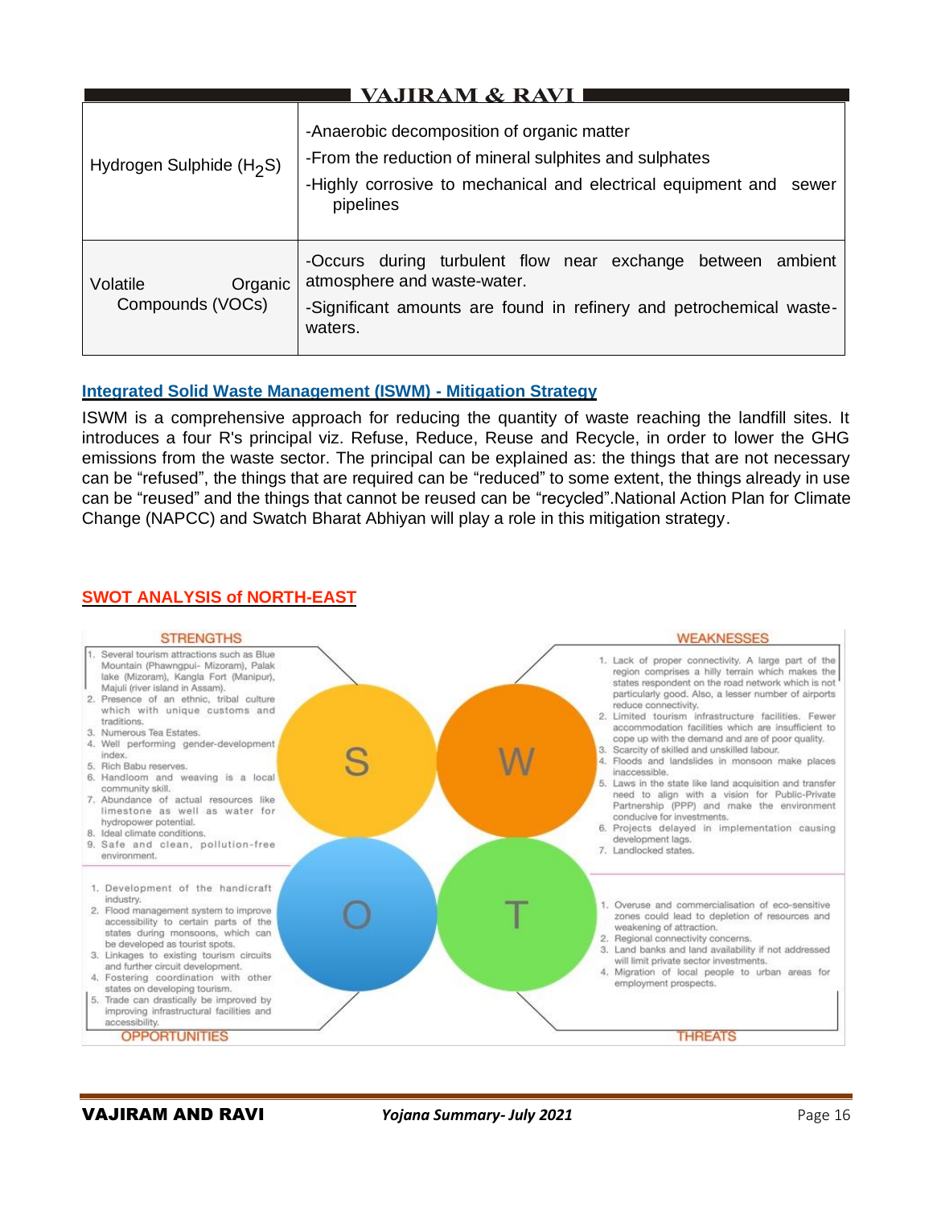| Hydrogen Sulphide ($H_2S$) | -Anaerobic decomposition of organic matter<br>-From the reduction of mineral sulphites and sulphates<br>-Highly corrosive to mechanical and electrical equipment and sewer pipelines |
|---|---|
| Volatile Organic Compounds (VOCs) | -Occurs during turbulent flow near exchange between ambient atmosphere and waste-water.<br>-Significant amounts are found in refinery and petrochemical waste-waters. |

## Integrated Solid Waste Management (ISWM) - Mitigation Strategy

ISWM is a comprehensive approach for reducing the quantity of waste reaching the landfill sites. It introduces a four R's principal viz. Refuse, Reduce, Reuse and Recycle, in order to lower the GHG emissions from the waste sector. The principal can be explained as: the things that are not necessary can be "refused", the things that are required can be "reduced" to some extent, the things already in use can be "reused" and the things that cannot be reused can be "recycled".National Action Plan for Climate Change (NAPCC) and Swatch Bharat Abhiyan will play a role in this mitigation strategy.

## SWOT ANALYSIS of NORTH-EAST

**STRENGTHS**

1. Several tourism attractions such as Blue Mountain (Phawngpui- Mizoram), Palak lake (Mizoram), Kangla Fort (Manipur), Majuli (river island in Assam).
2. Presence of an ethnic, tribal culture which with unique customs and traditions.
3. Numerous Tea Estates.
4. Well performing gender-development index.
5. Rich Babu reserves.
6. Handloom and weaving is a local community skill.
7. Abundance of actual resources like limestone as well as water for hydropower potential.
8. Ideal climate conditions.
9. Safe and clean, pollution-free environment.

**WEAKNESSES**

1. Lack of proper connectivity. A large part of the region comprises a hilly terrain which makes the states respondent on the road network which is not particularly good. Also, a lesser number of airports reduce connectivity.
2. Limited tourism infrastructure facilities. Fewer accommodation facilities which are insufficient to cope up with the demand and are of poor quality.
3. Scarcity of skilled and unskilled labour.
4. Floods and landslides in monsoon make places inaccessible.
5. Laws in the state like land acquisition and transfer need to align with a vision for Public-Private Partnership (PPP) and make the environment conducive for investments.
6. Projects delayed in implementation causing development lags.
7. Landlocked states.

**OPPORTUNITIES**

1. Development of the handicraft industry.
2. Flood management system to improve accessibility to certain parts of the states during monsoons, which can be developed as tourist spots.
3. Linkages to existing tourism circuits and further circuit development.
4. Fostering coordination with other states on developing tourism.
5. Trade can drastically be improved by improving infrastructural facilities and accessibility.

**THREATS**

1. Overuse and commercialisation of eco-sensitive zones could lead to depletion of resources and weakening of attraction.
2. Regional connectivity concerns.
3. Land banks and land availability if not addressed will limit private sector investments.
4. Migration of local people to urban areas for employment prospects.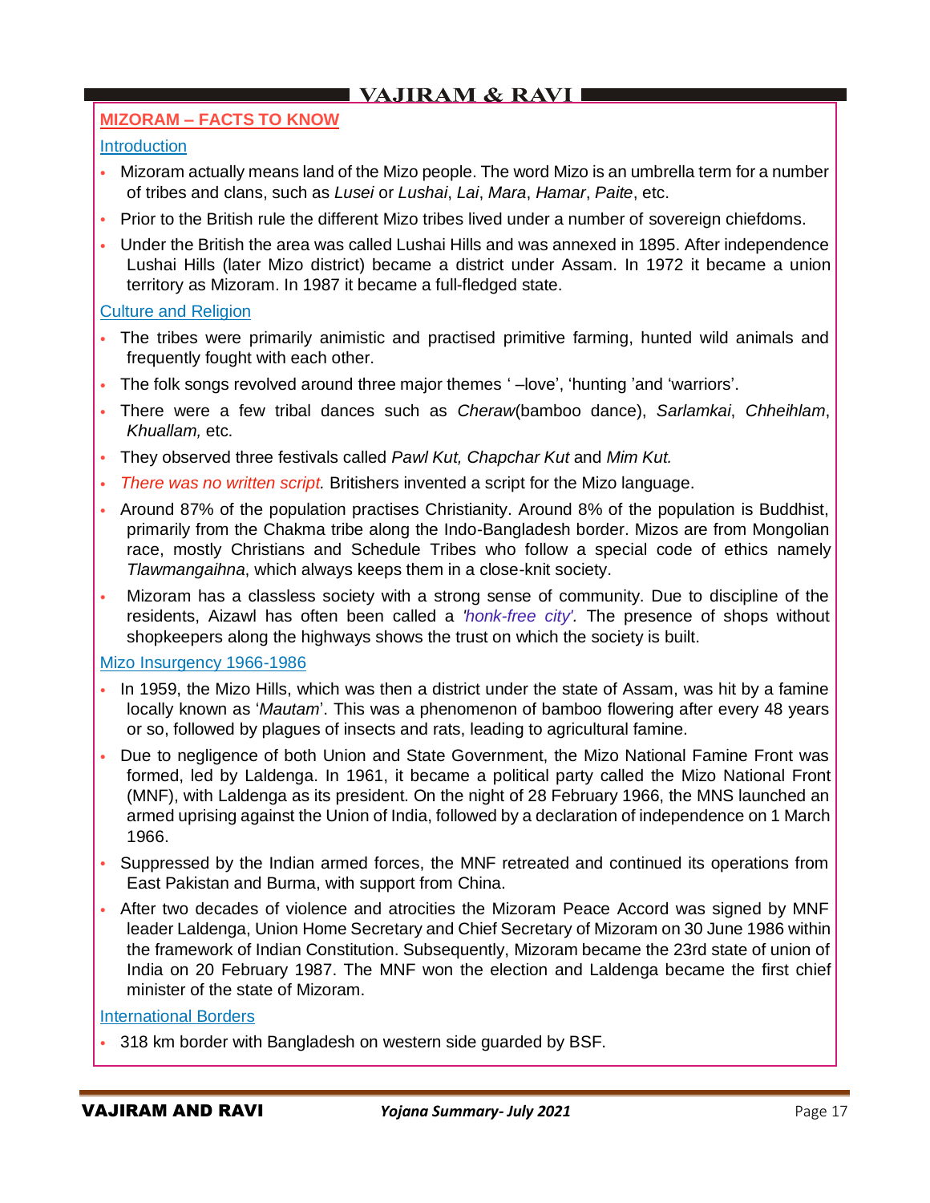## MIZORAM – FACTS TO KNOW

### Introduction

- Mizoram actually means land of the Mizo people. The word Mizo is an umbrella term for a number of tribes and clans, such as *Lusei* or *Lushai*, *Lai*, *Mara*, *Hamar*, *Paite*, etc.
- Prior to the British rule the different Mizo tribes lived under a number of sovereign chiefdoms.
- Under the British the area was called Lushai Hills and was annexed in 1895. After independence Lushai Hills (later Mizo district) became a district under Assam. In 1972 it became a union territory as Mizoram. In 1987 it became a full-fledged state.

### Culture and Religion

- The tribes were primarily animistic and practised primitive farming, hunted wild animals and frequently fought with each other.
- The folk songs revolved around three major themes ' –love', 'hunting 'and 'warriors'.
- There were a few tribal dances such as *Cheraw*(bamboo dance), *Sarlamkai*, *Chheihlam*, *Khuallam,* etc.
- They observed three festivals called *Pawl Kut, Chapchar Kut* and *Mim Kut.*
- *There was no written script.* Britishers invented a script for the Mizo language.
- Around 87% of the population practises Christianity. Around 8% of the population is Buddhist, primarily from the Chakma tribe along the Indo-Bangladesh border. Mizos are from Mongolian race, mostly Christians and Schedule Tribes who follow a special code of ethics namely *Tlawmangaihna*, which always keeps them in a close-knit society.
- Mizoram has a classless society with a strong sense of community. Due to discipline of the residents, Aizawl has often been called a *'honk-free city'*. The presence of shops without shopkeepers along the highways shows the trust on which the society is built.

### Mizo Insurgency 1966-1986

- In 1959, the Mizo Hills, which was then a district under the state of Assam, was hit by a famine locally known as '*Mautam*'. This was a phenomenon of bamboo flowering after every 48 years or so, followed by plagues of insects and rats, leading to agricultural famine.
- Due to negligence of both Union and State Government, the Mizo National Famine Front was formed, led by Laldenga. In 1961, it became a political party called the Mizo National Front (MNF), with Laldenga as its president. On the night of 28 February 1966, the MNS launched an armed uprising against the Union of India, followed by a declaration of independence on 1 March 1966.
- Suppressed by the Indian armed forces, the MNF retreated and continued its operations from East Pakistan and Burma, with support from China.
- After two decades of violence and atrocities the Mizoram Peace Accord was signed by MNF leader Laldenga, Union Home Secretary and Chief Secretary of Mizoram on 30 June 1986 within the framework of Indian Constitution. Subsequently, Mizoram became the 23rd state of union of India on 20 February 1987. The MNF won the election and Laldenga became the first chief minister of the state of Mizoram.

### International Borders

- 318 km border with Bangladesh on western side guarded by BSF.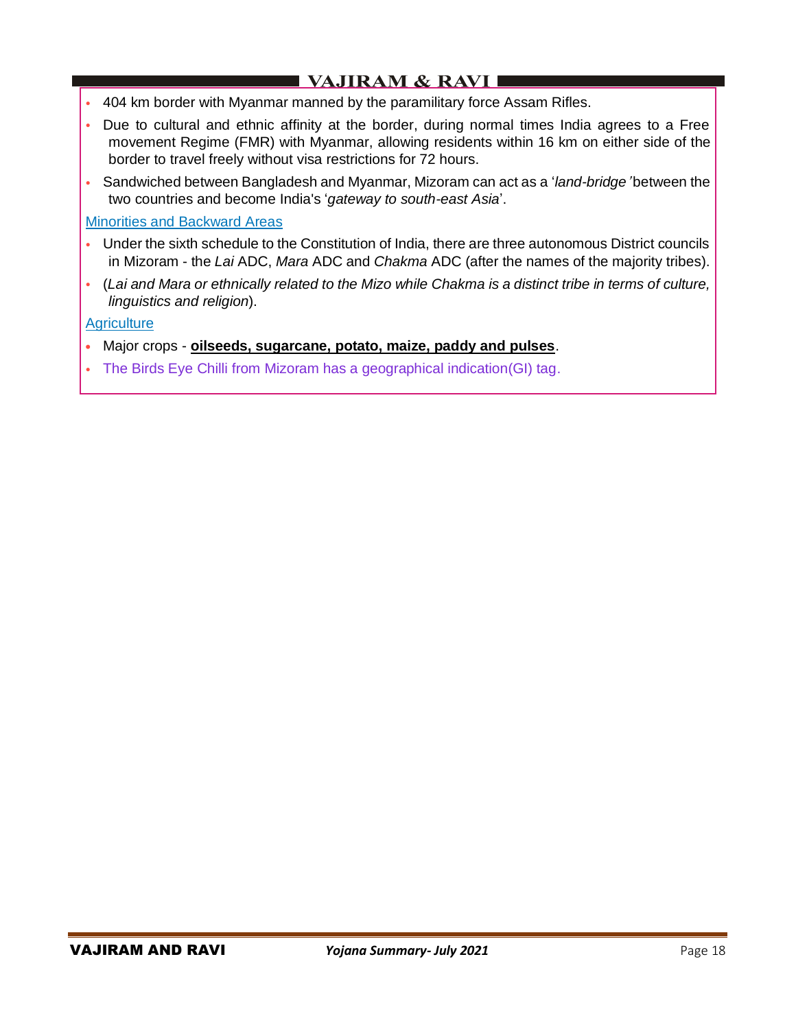- 404 km border with Myanmar manned by the paramilitary force Assam Rifles.
- Due to cultural and ethnic affinity at the border, during normal times India agrees to a Free movement Regime (FMR) with Myanmar, allowing residents within 16 km on either side of the border to travel freely without visa restrictions for 72 hours.
- Sandwiched between Bangladesh and Myanmar, Mizoram can act as a '*land-bridge*' between the two countries and become India's '*gateway to south-east Asia*'.

### Minorities and Backward Areas

- Under the sixth schedule to the Constitution of India, there are three autonomous District councils in Mizoram - the *Lai* ADC, *Mara* ADC and *Chakma* ADC (after the names of the majority tribes).
- (*Lai and Mara or ethnically related to the Mizo while Chakma is a distinct tribe in terms of culture, linguistics and religion*).

### Agriculture

- Major crops - **oilseeds, sugarcane, potato, maize, paddy and pulses**.
- The Birds Eye Chilli from Mizoram has a geographical indication(GI) tag.